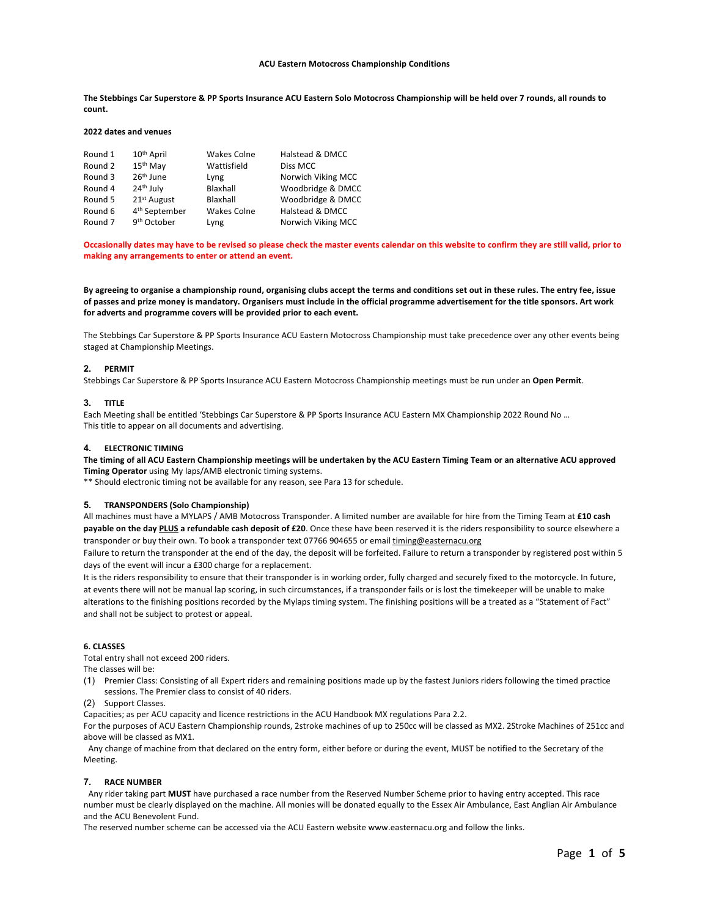**ACU Eastern Motocross Championship Conditions**

**The Stebbings Car Superstore & PP Sports Insurance ACU Eastern Solo Motocross Championship will be held over 7 rounds, all rounds to count.**

**2022 dates and venues**

| | | | |
|---|---|---|---|
| Round 1 | 10th April | Wakes Colne | Halstead & DMCC |
| Round 2 | 15th May | Wattisfield | Diss MCC |
| Round 3 | 26th June | Lyng | Norwich Viking MCC |
| Round 4 | 24th July | Blaxhall | Woodbridge & DMCC |
| Round 5 | 21st August | Blaxhall | Woodbridge & DMCC |
| Round 6 | 4th September | Wakes Colne | Halstead & DMCC |
| Round 7 | 9th October | Lyng | Norwich Viking MCC |

**Occasionally dates may have to be revised so please check the master events calendar on this website to confirm they are still valid, prior to making any arrangements to enter or attend an event.**

**By agreeing to organise a championship round, organising clubs accept the terms and conditions set out in these rules. The entry fee, issue of passes and prize money is mandatory. Organisers must include in the official programme advertisement for the title sponsors. Art work for adverts and programme covers will be provided prior to each event.**

The Stebbings Car Superstore & PP Sports Insurance ACU Eastern Motocross Championship must take precedence over any other events being staged at Championship Meetings.

### 2. PERMIT

Stebbings Car Superstore & PP Sports Insurance ACU Eastern Motocross Championship meetings must be run under an **Open Permit**.

### 3. TITLE

Each Meeting shall be entitled 'Stebbings Car Superstore & PP Sports Insurance ACU Eastern MX Championship 2022 Round No …
This title to appear on all documents and advertising.

### 4. ELECTRONIC TIMING

**The timing of all ACU Eastern Championship meetings will be undertaken by the ACU Eastern Timing Team or an alternative ACU approved Timing Operator** using My laps/AMB electronic timing systems.
** Should electronic timing not be available for any reason, see Para 13 for schedule.

### 5. TRANSPONDERS (Solo Championship)

All machines must have a MYLAPS / AMB Motocross Transponder. A limited number are available for hire from the Timing Team at **£10 cash payable on the day PLUS a refundable cash deposit of £20**. Once these have been reserved it is the riders responsibility to source elsewhere a transponder or buy their own. To book a transponder text 07766 904655 or email timing@easternacu.org

Failure to return the transponder at the end of the day, the deposit will be forfeited. Failure to return a transponder by registered post within 5 days of the event will incur a £300 charge for a replacement.

It is the riders responsibility to ensure that their transponder is in working order, fully charged and securely fixed to the motorcycle. In future, at events there will not be manual lap scoring, in such circumstances, if a transponder fails or is lost the timekeeper will be unable to make alterations to the finishing positions recorded by the Mylaps timing system. The finishing positions will be a treated as a "Statement of Fact" and shall not be subject to protest or appeal.

### 6. CLASSES

Total entry shall not exceed 200 riders.
The classes will be:

(1) Premier Class: Consisting of all Expert riders and remaining positions made up by the fastest Juniors riders following the timed practice sessions. The Premier class to consist of 40 riders.
(2) Support Classes.

Capacities; as per ACU capacity and licence restrictions in the ACU Handbook MX regulations Para 2.2.
For the purposes of ACU Eastern Championship rounds, 2stroke machines of up to 250cc will be classed as MX2. 2Stroke Machines of 251cc and above will be classed as MX1.

Any change of machine from that declared on the entry form, either before or during the event, MUST be notified to the Secretary of the Meeting.

### 7. RACE NUMBER

Any rider taking part **MUST** have purchased a race number from the Reserved Number Scheme prior to having entry accepted. This race number must be clearly displayed on the machine. All monies will be donated equally to the Essex Air Ambulance, East Anglian Air Ambulance and the ACU Benevolent Fund.
The reserved number scheme can be accessed via the ACU Eastern website www.easternacu.org and follow the links.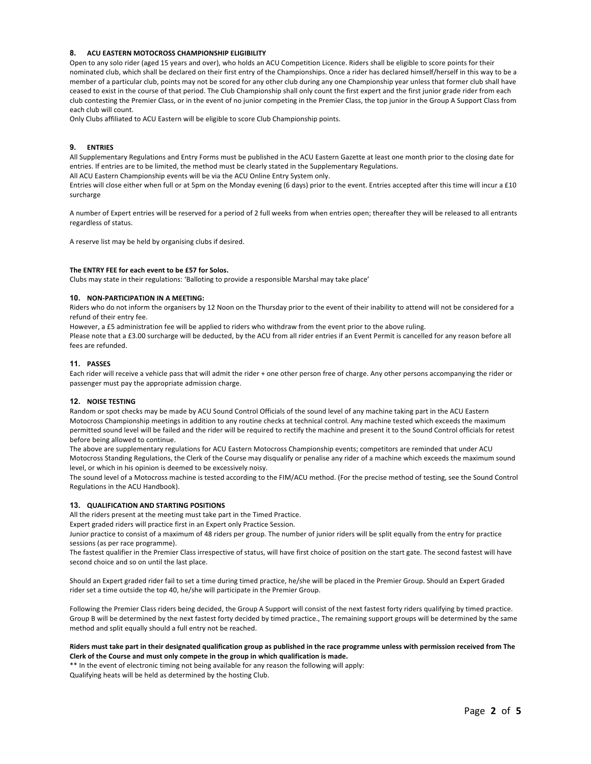## 8. ACU EASTERN MOTOCROSS CHAMPIONSHIP ELIGIBILITY

Open to any solo rider (aged 15 years and over), who holds an ACU Competition Licence. Riders shall be eligible to score points for their nominated club, which shall be declared on their first entry of the Championships. Once a rider has declared himself/herself in this way to be a member of a particular club, points may not be scored for any other club during any one Championship year unless that former club shall have ceased to exist in the course of that period. The Club Championship shall only count the first expert and the first junior grade rider from each club contesting the Premier Class, or in the event of no junior competing in the Premier Class, the top junior in the Group A Support Class from each club will count.

Only Clubs affiliated to ACU Eastern will be eligible to score Club Championship points.

## 9. ENTRIES

All Supplementary Regulations and Entry Forms must be published in the ACU Eastern Gazette at least one month prior to the closing date for entries. If entries are to be limited, the method must be clearly stated in the Supplementary Regulations.

All ACU Eastern Championship events will be via the ACU Online Entry System only.

Entries will close either when full or at 5pm on the Monday evening (6 days) prior to the event. Entries accepted after this time will incur a £10 surcharge

A number of Expert entries will be reserved for a period of 2 full weeks from when entries open; thereafter they will be released to all entrants regardless of status.

A reserve list may be held by organising clubs if desired.

**The ENTRY FEE for each event to be £57 for Solos.**

Clubs may state in their regulations: 'Balloting to provide a responsible Marshal may take place'

## 10. NON-PARTICIPATION IN A MEETING:

Riders who do not inform the organisers by 12 Noon on the Thursday prior to the event of their inability to attend will not be considered for a refund of their entry fee.

However, a £5 administration fee will be applied to riders who withdraw from the event prior to the above ruling.

Please note that a £3.00 surcharge will be deducted, by the ACU from all rider entries if an Event Permit is cancelled for any reason before all fees are refunded.

## 11. PASSES

Each rider will receive a vehicle pass that will admit the rider + one other person free of charge. Any other persons accompanying the rider or passenger must pay the appropriate admission charge.

## 12. NOISE TESTING

Random or spot checks may be made by ACU Sound Control Officials of the sound level of any machine taking part in the ACU Eastern Motocross Championship meetings in addition to any routine checks at technical control. Any machine tested which exceeds the maximum permitted sound level will be failed and the rider will be required to rectify the machine and present it to the Sound Control officials for retest before being allowed to continue.

The above are supplementary regulations for ACU Eastern Motocross Championship events; competitors are reminded that under ACU Motocross Standing Regulations, the Clerk of the Course may disqualify or penalise any rider of a machine which exceeds the maximum sound level, or which in his opinion is deemed to be excessively noisy.

The sound level of a Motocross machine is tested according to the FIM/ACU method. (For the precise method of testing, see the Sound Control Regulations in the ACU Handbook).

## 13. QUALIFICATION AND STARTING POSITIONS

All the riders present at the meeting must take part in the Timed Practice.

Expert graded riders will practice first in an Expert only Practice Session.

Junior practice to consist of a maximum of 48 riders per group. The number of junior riders will be split equally from the entry for practice sessions (as per race programme).

The fastest qualifier in the Premier Class irrespective of status, will have first choice of position on the start gate. The second fastest will have second choice and so on until the last place.

Should an Expert graded rider fail to set a time during timed practice, he/she will be placed in the Premier Group. Should an Expert Graded rider set a time outside the top 40, he/she will participate in the Premier Group.

Following the Premier Class riders being decided, the Group A Support will consist of the next fastest forty riders qualifying by timed practice. Group B will be determined by the next fastest forty decided by timed practice., The remaining support groups will be determined by the same method and split equally should a full entry not be reached.

**Riders must take part in their designated qualification group as published in the race programme unless with permission received from The Clerk of the Course and must only compete in the group in which qualification is made.**

** In the event of electronic timing not being available for any reason the following will apply:

Qualifying heats will be held as determined by the hosting Club.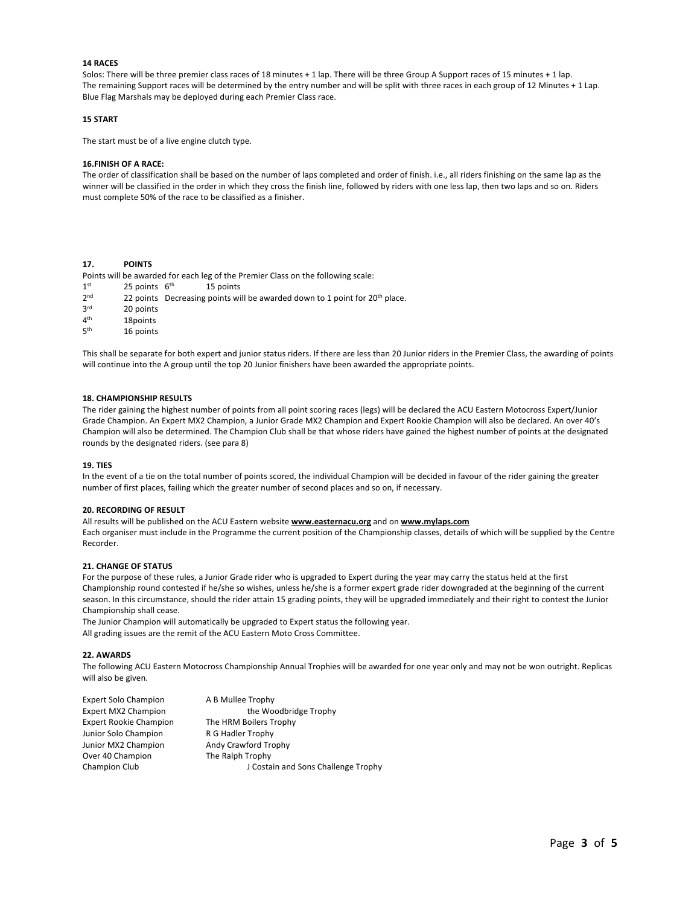#### 14 RACES

Solos: There will be three premier class races of 18 minutes + 1 lap. There will be three Group A Support races of 15 minutes + 1 lap. The remaining Support races will be determined by the entry number and will be split with three races in each group of 12 Minutes + 1 Lap. Blue Flag Marshals may be deployed during each Premier Class race.

#### 15 START

The start must be of a live engine clutch type.

#### 16.FINISH OF A RACE:

The order of classification shall be based on the number of laps completed and order of finish. i.e., all riders finishing on the same lap as the winner will be classified in the order in which they cross the finish line, followed by riders with one less lap, then two laps and so on. Riders must complete 50% of the race to be classified as a finisher.

#### 17. POINTS

Points will be awarded for each leg of the Premier Class on the following scale:

| | | | |
|---|---|---|---|
| 1st | 25 points | 6th | 15 points |
| 2nd | 22 points | Decreasing points will be awarded down to 1 point for 20th place. | |
| 3rd | 20 points | | |
| 4th | 18points | | |
| 5th | 16 points | | |

This shall be separate for both expert and junior status riders. If there are less than 20 Junior riders in the Premier Class, the awarding of points will continue into the A group until the top 20 Junior finishers have been awarded the appropriate points.

#### 18. CHAMPIONSHIP RESULTS

The rider gaining the highest number of points from all point scoring races (legs) will be declared the ACU Eastern Motocross Expert/Junior Grade Champion. An Expert MX2 Champion, a Junior Grade MX2 Champion and Expert Rookie Champion will also be declared. An over 40's Champion will also be determined. The Champion Club shall be that whose riders have gained the highest number of points at the designated rounds by the designated riders. (see para 8)

#### 19. TIES

In the event of a tie on the total number of points scored, the individual Champion will be decided in favour of the rider gaining the greater number of first places, failing which the greater number of second places and so on, if necessary.

#### 20. RECORDING OF RESULT

All results will be published on the ACU Eastern website **www.easternacu.org** and on **www.mylaps.com**
Each organiser must include in the Programme the current position of the Championship classes, details of which will be supplied by the Centre Recorder.

#### 21. CHANGE OF STATUS

For the purpose of these rules, a Junior Grade rider who is upgraded to Expert during the year may carry the status held at the first Championship round contested if he/she so wishes, unless he/she is a former expert grade rider downgraded at the beginning of the current season. In this circumstance, should the rider attain 15 grading points, they will be upgraded immediately and their right to contest the Junior Championship shall cease.
The Junior Champion will automatically be upgraded to Expert status the following year.
All grading issues are the remit of the ACU Eastern Moto Cross Committee.

#### 22. AWARDS

The following ACU Eastern Motocross Championship Annual Trophies will be awarded for one year only and may not be won outright. Replicas will also be given.

| | |
|---|---|
| Expert Solo Champion | A B Mullee Trophy |
| Expert MX2 Champion | the Woodbridge Trophy |
| Expert Rookie Champion | The HRM Boilers Trophy |
| Junior Solo Champion | R G Hadler Trophy |
| Junior MX2 Champion | Andy Crawford Trophy |
| Over 40 Champion | The Ralph Trophy |
| Champion Club | J Costain and Sons Challenge Trophy |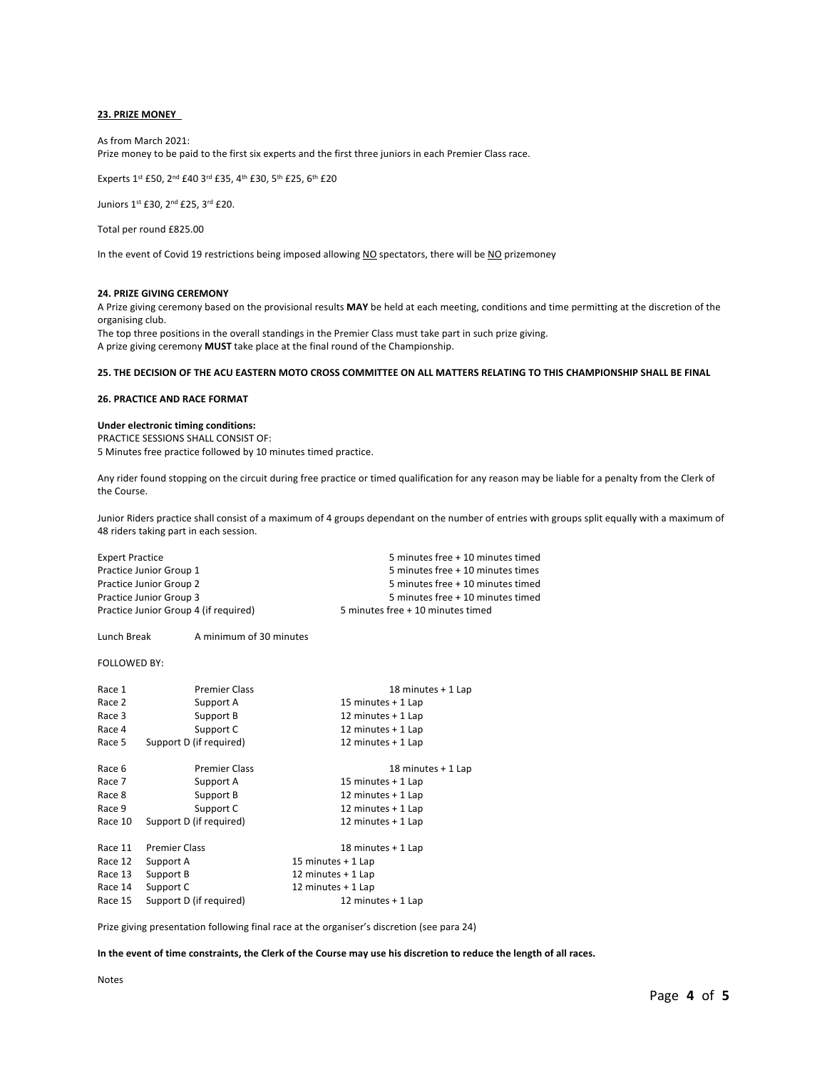**23. PRIZE MONEY**

As from March 2021:
Prize money to be paid to the first six experts and the first three juniors in each Premier Class race.

Experts 1st £50, 2nd £40 3rd £35, 4th £30, 5th £25, 6th £20

Juniors 1st £30, 2nd £25, 3rd £20.

Total per round £825.00

In the event of Covid 19 restrictions being imposed allowing NO spectators, there will be NO prizemoney

**24. PRIZE GIVING CEREMONY**

A Prize giving ceremony based on the provisional results **MAY** be held at each meeting, conditions and time permitting at the discretion of the organising club.
The top three positions in the overall standings in the Premier Class must take part in such prize giving.
A prize giving ceremony **MUST** take place at the final round of the Championship.

**25. THE DECISION OF THE ACU EASTERN MOTO CROSS COMMITTEE ON ALL MATTERS RELATING TO THIS CHAMPIONSHIP SHALL BE FINAL**

**26. PRACTICE AND RACE FORMAT**

**Under electronic timing conditions:**
PRACTICE SESSIONS SHALL CONSIST OF:
5 Minutes free practice followed by 10 minutes timed practice.

Any rider found stopping on the circuit during free practice or timed qualification for any reason may be liable for a penalty from the Clerk of the Course.

Junior Riders practice shall consist of a maximum of 4 groups dependant on the number of entries with groups split equally with a maximum of 48 riders taking part in each session.

| | |
|---|---|
| Expert Practice | 5 minutes free + 10 minutes timed |
| Practice Junior Group 1 | 5 minutes free + 10 minutes times |
| Practice Junior Group 2 | 5 minutes free + 10 minutes timed |
| Practice Junior Group 3 | 5 minutes free + 10 minutes timed |
| Practice Junior Group 4 (if required) | 5 minutes free + 10 minutes timed |

Lunch Break A minimum of 30 minutes

FOLLOWED BY:

| | | |
|---|---|---|
| Race 1 | Premier Class | 18 minutes + 1 Lap |
| Race 2 | Support A | 15 minutes + 1 Lap |
| Race 3 | Support B | 12 minutes + 1 Lap |
| Race 4 | Support C | 12 minutes + 1 Lap |
| Race 5 | Support D (if required) | 12 minutes + 1 Lap |
| | | |
| Race 6 | Premier Class | 18 minutes + 1 Lap |
| Race 7 | Support A | 15 minutes + 1 Lap |
| Race 8 | Support B | 12 minutes + 1 Lap |
| Race 9 | Support C | 12 minutes + 1 Lap |
| Race 10 | Support D (if required) | 12 minutes + 1 Lap |
| | | |
| Race 11 | Premier Class | 18 minutes + 1 Lap |
| Race 12 | Support A | 15 minutes + 1 Lap |
| Race 13 | Support B | 12 minutes + 1 Lap |
| Race 14 | Support C | 12 minutes + 1 Lap |
| Race 15 | Support D (if required) | 12 minutes + 1 Lap |

Prize giving presentation following final race at the organiser's discretion (see para 24)

**In the event of time constraints, the Clerk of the Course may use his discretion to reduce the length of all races.**

Notes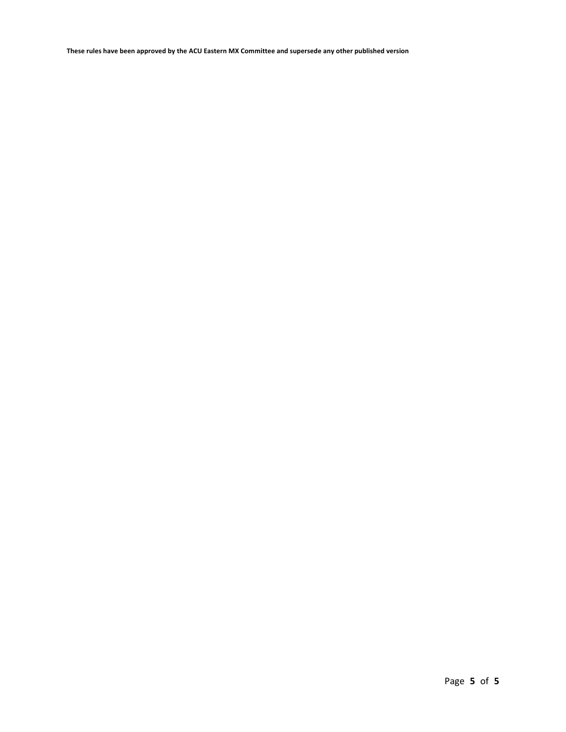**These rules have been approved by the ACU Eastern MX Committee and supersede any other published version**